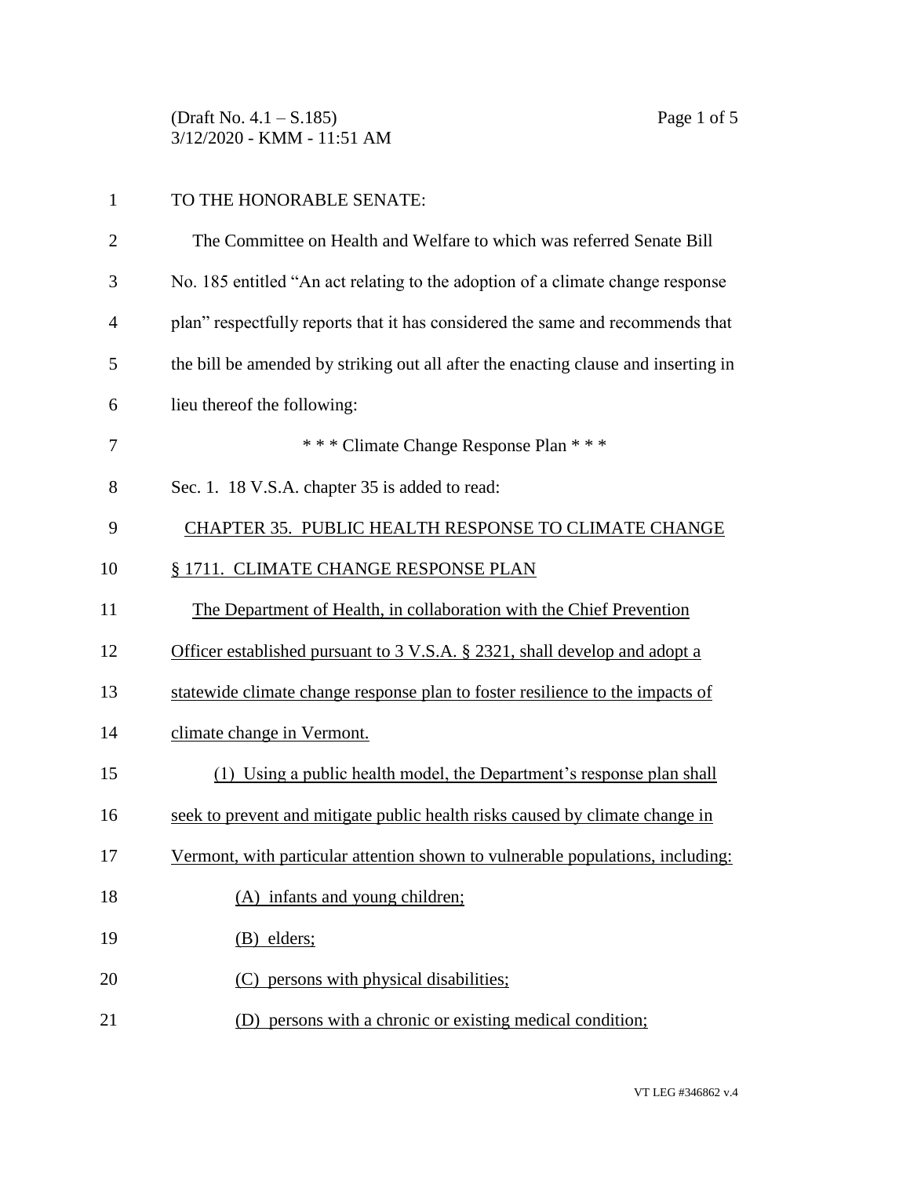TO THE HONORABLE SENATE:

The Committee on Health and Welfare to which was referred Senate Bill No. 185 entitled "An act relating to the adoption of a climate change response plan" respectfully reports that it has considered the same and recommends that the bill be amended by striking out all after the enacting clause and inserting in lieu thereof the following:

\* \* \* Climate Change Response Plan \* \* \*

Sec. 1. 18 V.S.A. chapter 35 is added to read:

CHAPTER 35. PUBLIC HEALTH RESPONSE TO CLIMATE CHANGE

§ 1711. CLIMATE CHANGE RESPONSE PLAN

The Department of Health, in collaboration with the Chief Prevention Officer established pursuant to 3 V.S.A. § 2321, shall develop and adopt a statewide climate change response plan to foster resilience to the impacts of climate change in Vermont.

(1) Using a public health model, the Department's response plan shall seek to prevent and mitigate public health risks caused by climate change in Vermont, with particular attention shown to vulnerable populations, including:

(A) infants and young children;

(B) elders;

(C) persons with physical disabilities;

(D) persons with a chronic or existing medical condition;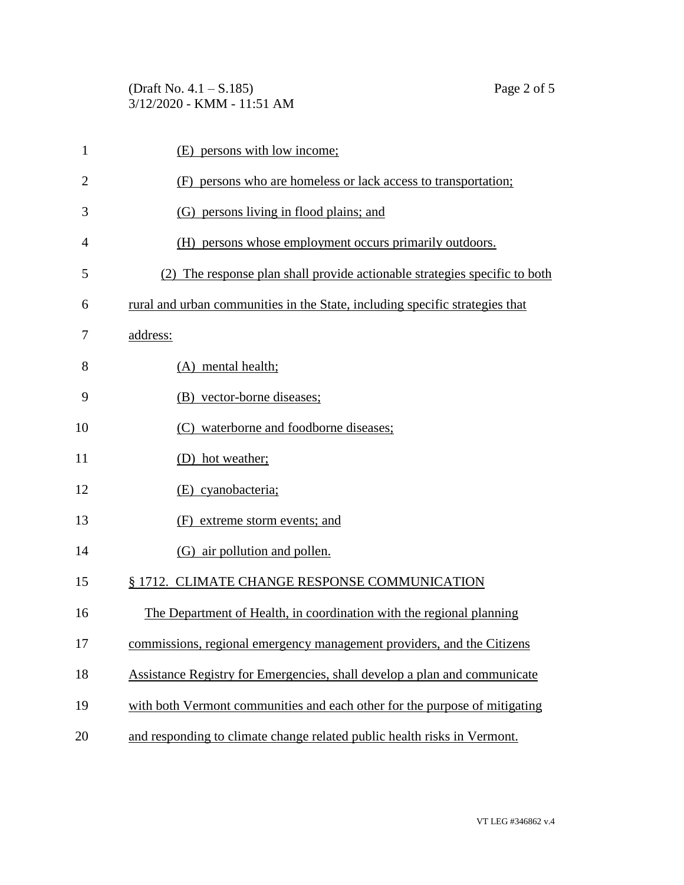(E) persons with low income;

(F) persons who are homeless or lack access to transportation;

(G) persons living in flood plains; and

(H) persons whose employment occurs primarily outdoors.

(2) The response plan shall provide actionable strategies specific to both rural and urban communities in the State, including specific strategies that address:

(A) mental health;

(B) vector-borne diseases;

(C) waterborne and foodborne diseases;

(D) hot weather;

(E) cyanobacteria;

(F) extreme storm events; and

(G) air pollution and pollen.

§ 1712. CLIMATE CHANGE RESPONSE COMMUNICATION

The Department of Health, in coordination with the regional planning commissions, regional emergency management providers, and the Citizens Assistance Registry for Emergencies, shall develop a plan and communicate with both Vermont communities and each other for the purpose of mitigating and responding to climate change related public health risks in Vermont.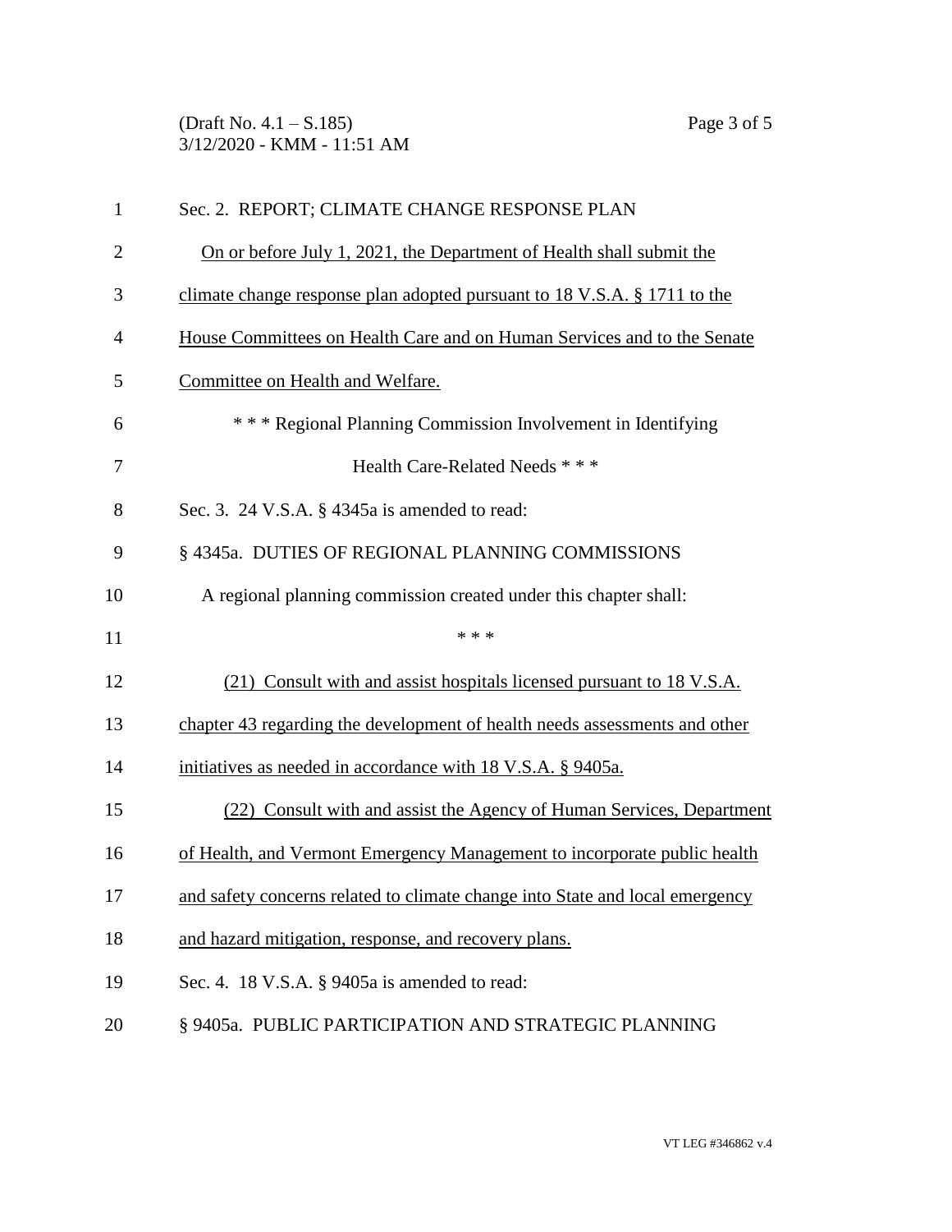Sec. 2. REPORT; CLIMATE CHANGE RESPONSE PLAN

On or before July 1, 2021, the Department of Health shall submit the climate change response plan adopted pursuant to 18 V.S.A. § 1711 to the House Committees on Health Care and on Human Services and to the Senate Committee on Health and Welfare.

\* \* \* Regional Planning Commission Involvement in Identifying Health Care-Related Needs \* \* \*

Sec. 3. 24 V.S.A. § 4345a is amended to read:

§ 4345a. DUTIES OF REGIONAL PLANNING COMMISSIONS

A regional planning commission created under this chapter shall:

\* \* \*

(21) Consult with and assist hospitals licensed pursuant to 18 V.S.A. chapter 43 regarding the development of health needs assessments and other initiatives as needed in accordance with 18 V.S.A. § 9405a.

(22) Consult with and assist the Agency of Human Services, Department of Health, and Vermont Emergency Management to incorporate public health and safety concerns related to climate change into State and local emergency and hazard mitigation, response, and recovery plans.

Sec. 4. 18 V.S.A. § 9405a is amended to read:

§ 9405a. PUBLIC PARTICIPATION AND STRATEGIC PLANNING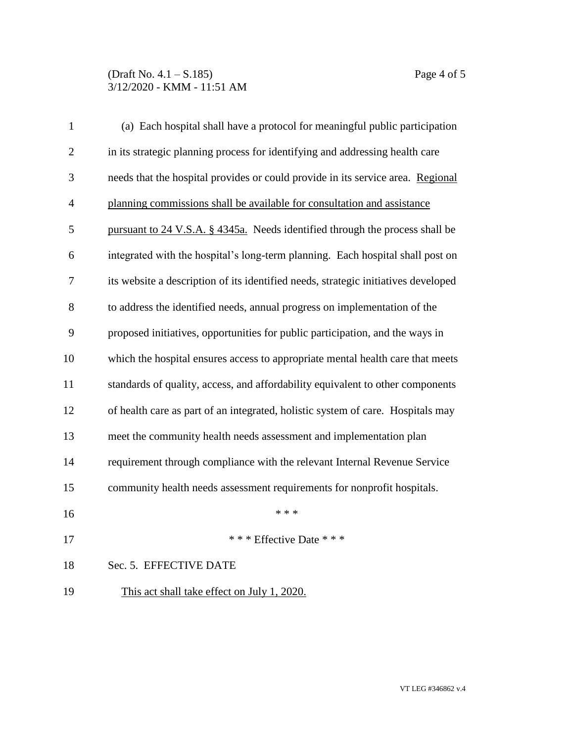(a) Each hospital shall have a protocol for meaningful public participation in its strategic planning process for identifying and addressing health care needs that the hospital provides or could provide in its service area. <u>Regional planning commissions shall be available for consultation and assistance pursuant to 24 V.S.A. § 4345a.</u> Needs identified through the process shall be integrated with the hospital's long-term planning. Each hospital shall post on its website a description of its identified needs, strategic initiatives developed to address the identified needs, annual progress on implementation of the proposed initiatives, opportunities for public participation, and the ways in which the hospital ensures access to appropriate mental health care that meets standards of quality, access, and affordability equivalent to other components of health care as part of an integrated, holistic system of care. Hospitals may meet the community health needs assessment and implementation plan requirement through compliance with the relevant Internal Revenue Service community health needs assessment requirements for nonprofit hospitals.

\* \* \*

\* \* \* Effective Date \* \* \*

Sec. 5. EFFECTIVE DATE

<u>This act shall take effect on July 1, 2020.</u>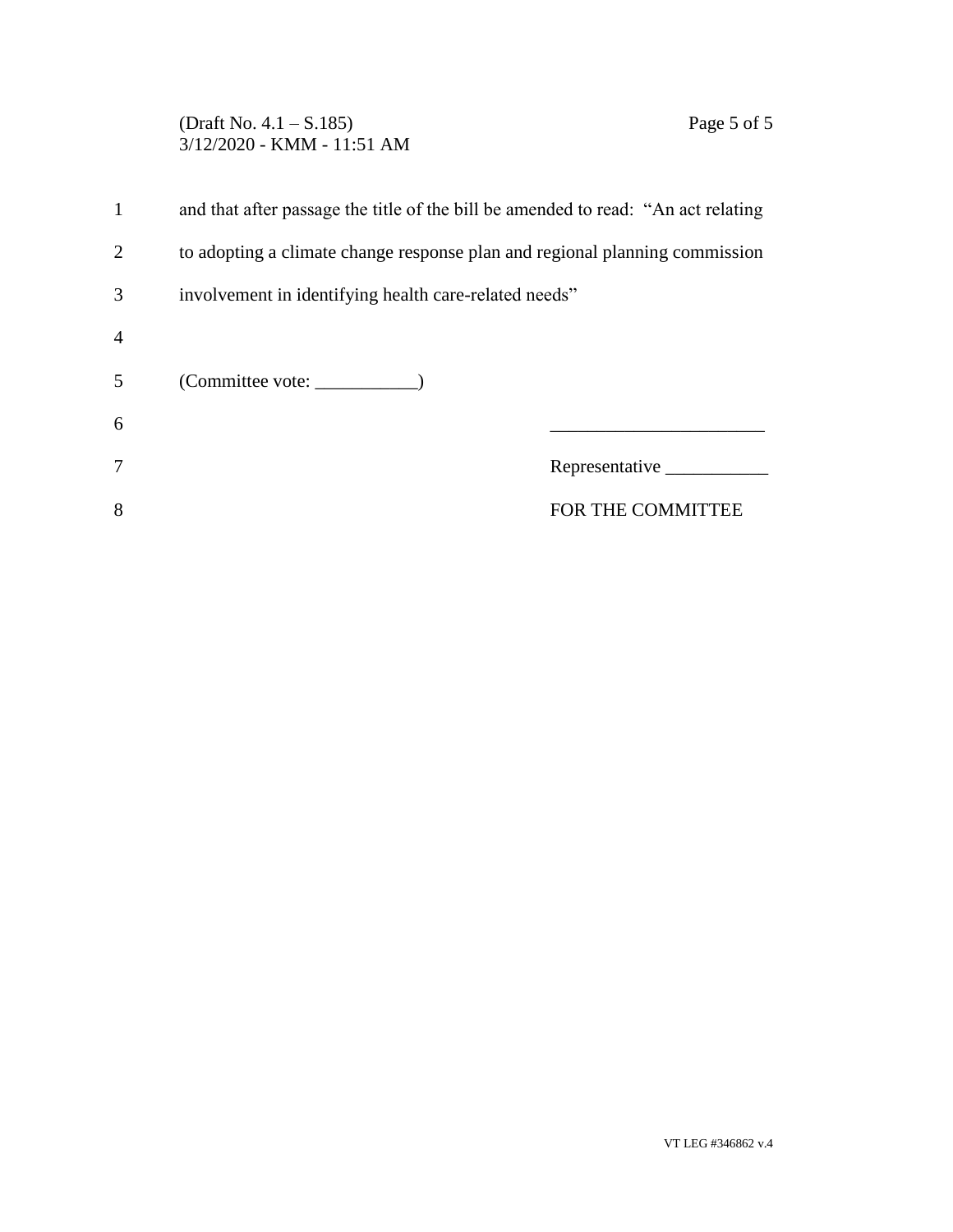and that after passage the title of the bill be amended to read: "An act relating to adopting a climate change response plan and regional planning commission involvement in identifying health care-related needs"

(Committee vote: ___________)

_______________________

Representative ___________

FOR THE COMMITTEE